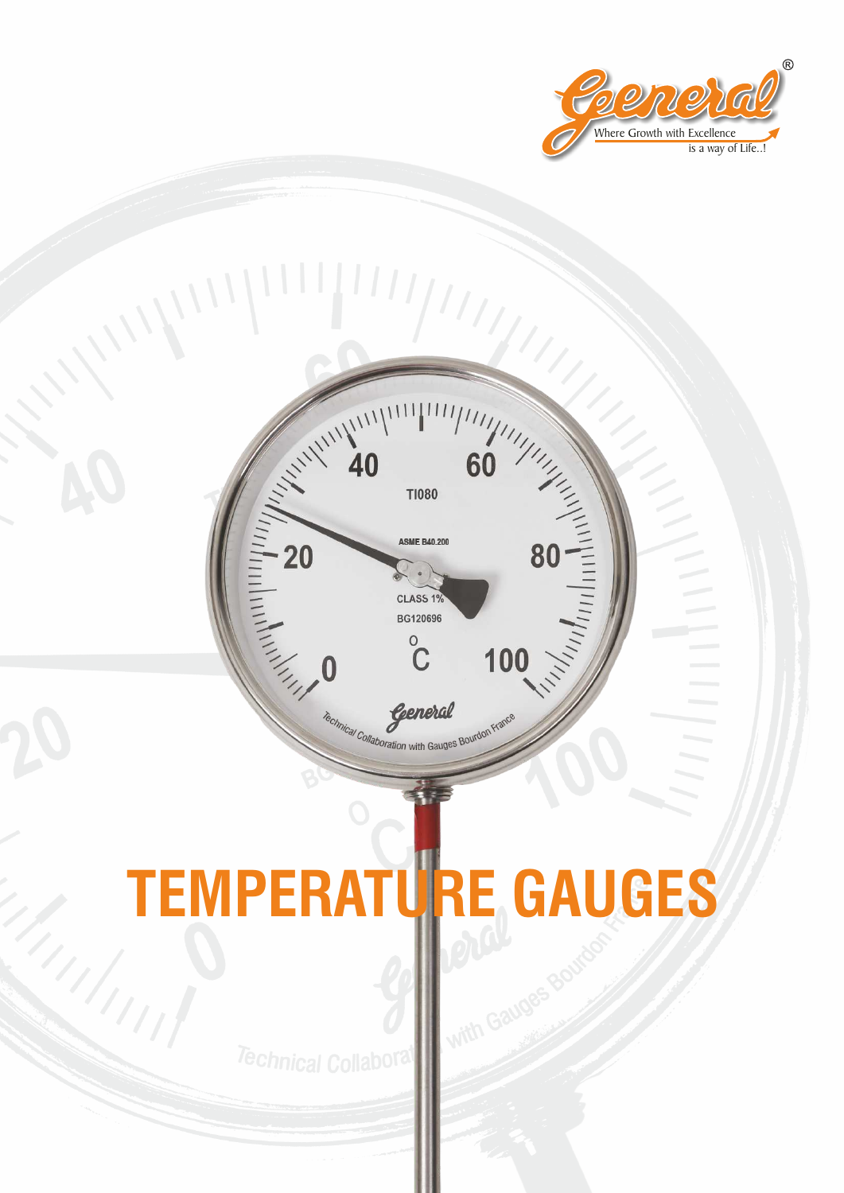General®

Where Growth with Excellence is a way of Life..!

# TEMPERATURE GAUGES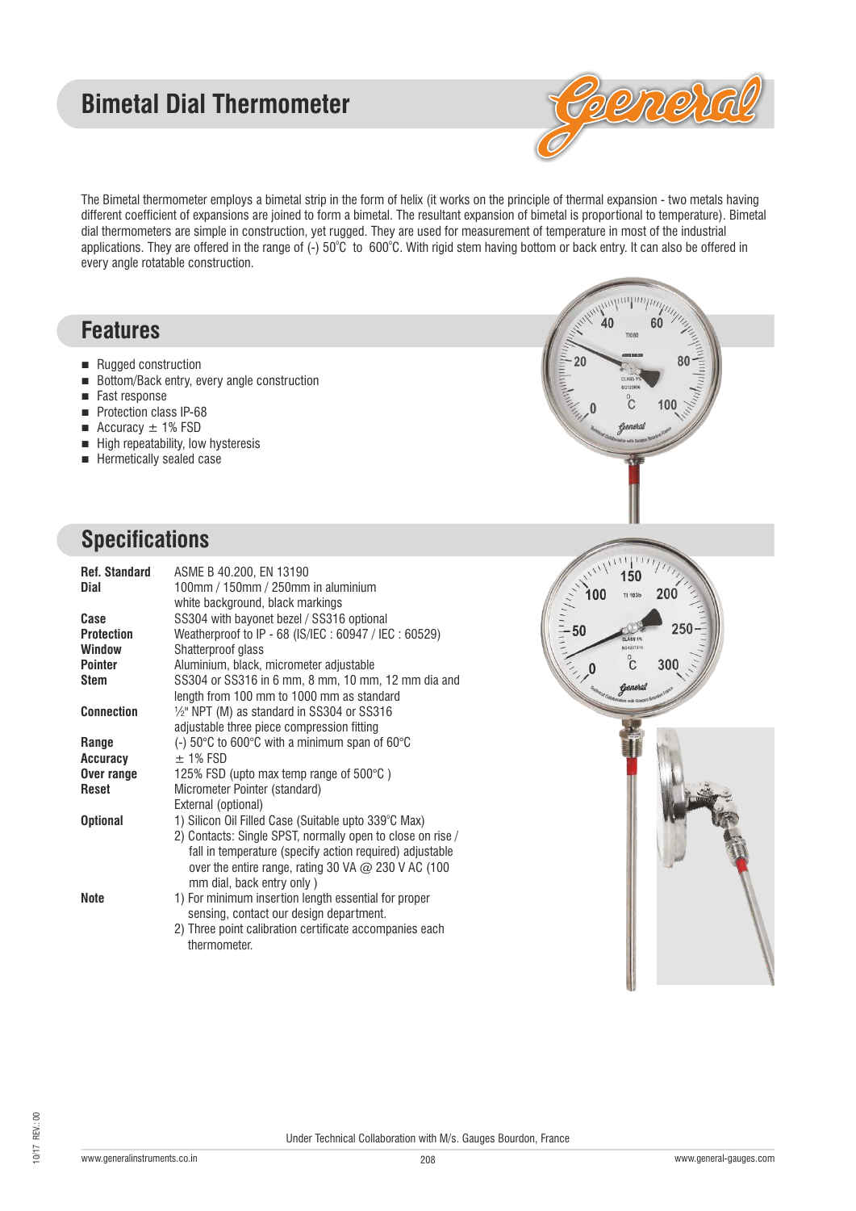# Bimetal Dial Thermometer

The Bimetal thermometer employs a bimetal strip in the form of helix (it works on the principle of thermal expansion - two metals having different coefficient of expansions are joined to form a bimetal. The resultant expansion of bimetal is proportional to temperature). Bimetal dial thermometers are simple in construction, yet rugged. They are used for measurement of temperature in most of the industrial applications. They are offered in the range of (-) 50°C to 600°C. With rigid stem having bottom or back entry. It can also be offered in every angle rotatable construction.

## Features

- Rugged construction
- Bottom/Back entry, every angle construction
- Fast response
- Protection class IP-68
- Accuracy ± 1% FSD
- High repeatability, low hysteresis
- Hermetically sealed case

## Specifications

| | |
|---|---|
| **Ref. Standard** | ASME B 40.200, EN 13190 |
| **Dial** | 100mm / 150mm / 250mm in aluminium white background, black markings |
| **Case** | SS304 with bayonet bezel / SS316 optional |
| **Protection** | Weatherproof to IP - 68 (IS/IEC : 60947 / IEC : 60529) |
| **Window** | Shatterproof glass |
| **Pointer** | Aluminium, black, micrometer adjustable |
| **Stem** | SS304 or SS316 in 6 mm, 8 mm, 10 mm, 12 mm dia and length from 100 mm to 1000 mm as standard |
| **Connection** | ½" NPT (M) as standard in SS304 or SS316 adjustable three piece compression fitting |
| **Range** | (-) 50°C to 600°C with a minimum span of 60°C |
| **Accuracy** | ± 1% FSD |
| **Over range** | 125% FSD (upto max temp range of 500°C ) |
| **Reset** | Micrometer Pointer (standard)<br>External (optional) |
| **Optional** | 1) Silicon Oil Filled Case (Suitable upto 339°C Max)<br>2) Contacts: Single SPST, normally open to close on rise / fall in temperature (specify action required) adjustable over the entire range, rating 30 VA @ 230 V AC (100 mm dial, back entry only ) |
| **Note** | 1) For minimum insertion length essential for proper sensing, contact our design department.<br>2) Three point calibration certificate accompanies each thermometer. |

Under Technical Collaboration with M/s. Gauges Bourdon, France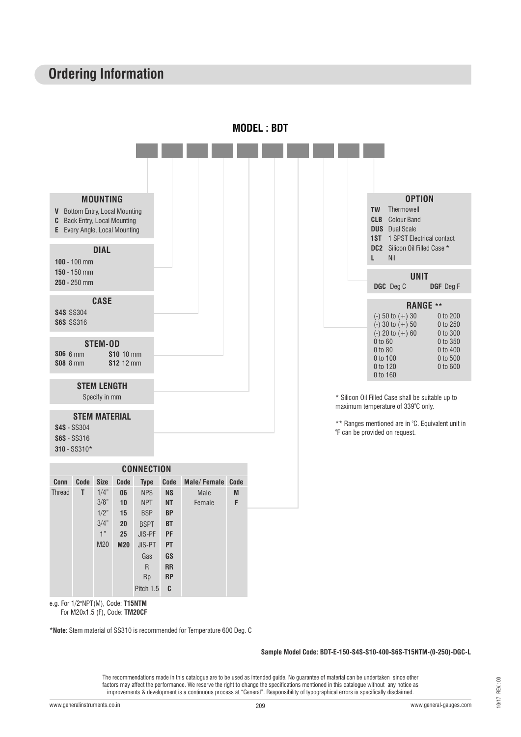## Ordering Information

### MODEL : BDT

**MOUNTING**

- **V** Bottom Entry, Local Mounting
- **C** Back Entry, Local Mounting
- **E** Every Angle, Local Mounting

**DIAL**

- **100** - 100 mm
- **150** - 150 mm
- **250** - 250 mm

**CASE**

- **S4S** SS304
- **S6S** SS316

**STEM-OD**

| | |
|---|---|
| **S06** 6 mm | **S10** 10 mm |
| **S08** 8 mm | **S12** 12 mm |

**STEM LENGTH**

Specify in mm

**STEM MATERIAL**

- **S4S** - SS304
- **S6S** - SS316
- **310** - SS310*

**CONNECTION**

| Conn | Code | Size | Code | Type | Code | Male/ Female | Code |
|---|---|---|---|---|---|---|---|
| Thread | **T** | 1/4" | **06** | NPS | **NS** | Male | **M** |
| | | 3/8" | **10** | NPT | **NT** | Female | **F** |
| | | 1/2" | **15** | BSP | **BP** | | |
| | | 3/4" | **20** | BSPT | **BT** | | |
| | | 1" | **25** | JIS-PF | **PF** | | |
| | | M20 | **M20** | JIS-PT | **PT** | | |
| | | | | Gas | **GS** | | |
| | | | | R | **RR** | | |
| | | | | Rp | **RP** | | |
| | | | | Pitch 1.5 | **C** | | |

e.g. For 1/2"NPT(M), Code: **T15NTM**
For M20x1.5 (F), Code: **TM20CF**

**OPTION**

- **TW** Thermowell
- **CLB** Colour Band
- **DUS** Dual Scale
- **1ST** 1 SPST Electrical contact
- **DC2** Silicon Oil Filled Case *
- **L** Nil

**UNIT**

**DGC** Deg C **DGF** Deg F

**RANGE** **

| | |
|---|---|
| (-) 50 to (+) 30 | 0 to 200 |
| (-) 30 to (+) 50 | 0 to 250 |
| (-) 20 to (+) 60 | 0 to 300 |
| 0 to 60 | 0 to 350 |
| 0 to 80 | 0 to 400 |
| 0 to 100 | 0 to 500 |
| 0 to 120 | 0 to 600 |
| 0 to 160 | |

* Silicon Oil Filled Case shall be suitable up to maximum temperature of 339°C only.

** Ranges mentioned are in °C. Equivalent unit in °F can be provided on request.

***Note**: Stem material of SS310 is recommended for Temperature 600 Deg. C

**Sample Model Code: BDT-E-150-S4S-S10-400-S6S-T15NTM-(0-250)-DGC-L**

The recommendations made in this catalogue are to be used as intended guide. No guarantee of material can be undertaken since other factors may affect the performance. We reserve the right to change the specifications mentioned in this catalogue without any notice as improvements & development is a continuous process at "General". Responsibility of typographical errors is specifically disclaimed.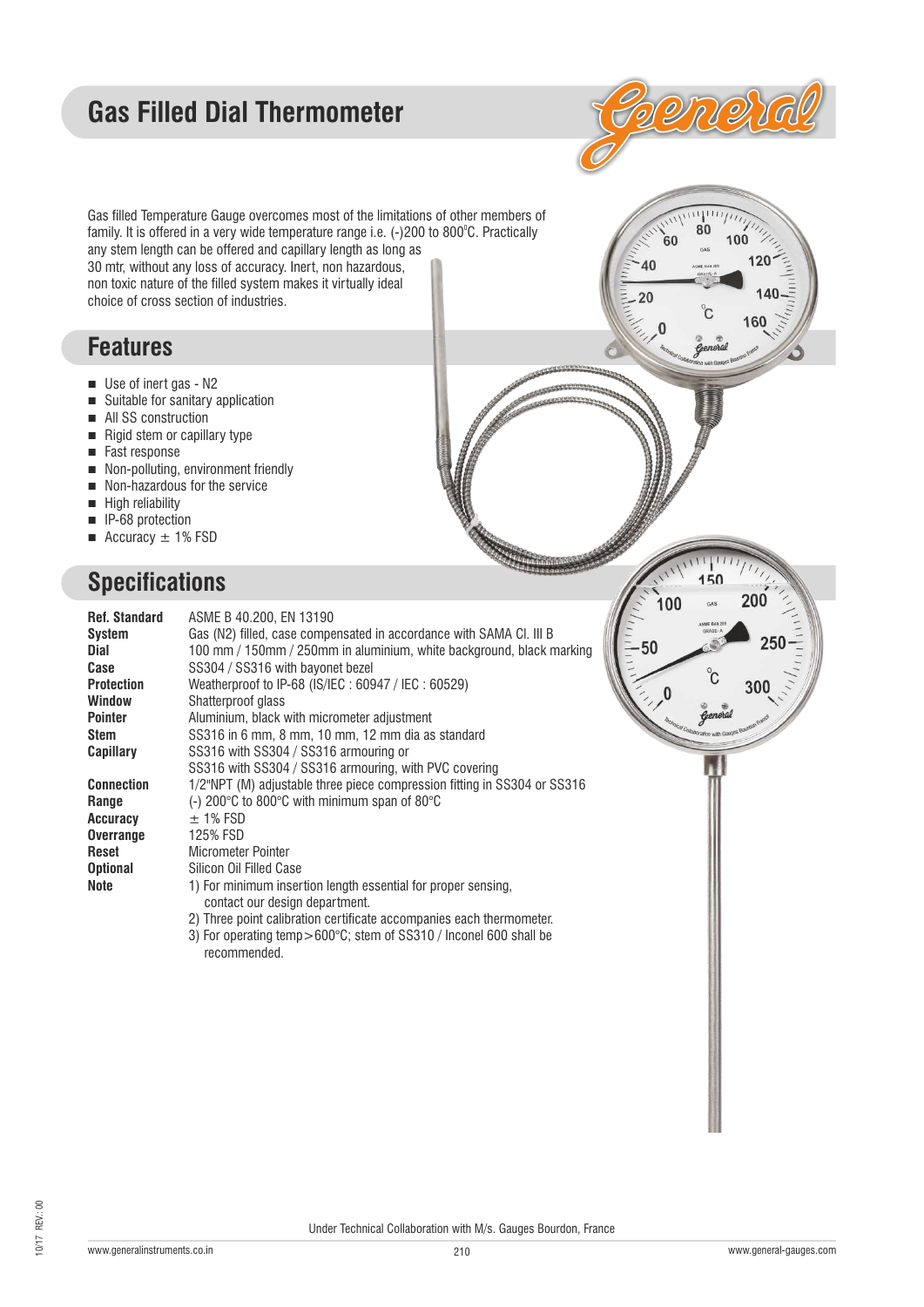# Gas Filled Dial Thermometer

Gas filled Temperature Gauge overcomes most of the limitations of other members of family. It is offered in a very wide temperature range i.e. (-)200 to 800°C. Practically any stem length can be offered and capillary length as long as 30 mtr, without any loss of accuracy. Inert, non hazardous, non toxic nature of the filled system makes it virtually ideal choice of cross section of industries.

## Features

- Use of inert gas - N2
- Suitable for sanitary application
- All SS construction
- Rigid stem or capillary type
- Fast response
- Non-polluting, environment friendly
- Non-hazardous for the service
- High reliability
- IP-68 protection
- Accuracy ± 1% FSD

## Specifications

| | |
|---|---|
| **Ref. Standard** | ASME B 40.200, EN 13190 |
| **System** | Gas (N2) filled, case compensated in accordance with SAMA Cl. III B |
| **Dial** | 100 mm / 150mm / 250mm in aluminium, white background, black marking |
| **Case** | SS304 / SS316 with bayonet bezel |
| **Protection** | Weatherproof to IP-68 (IS/IEC : 60947 / IEC : 60529) |
| **Window** | Shatterproof glass |
| **Pointer** | Aluminium, black with micrometer adjustment |
| **Stem** | SS316 in 6 mm, 8 mm, 10 mm, 12 mm dia as standard |
| **Capillary** | SS316 with SS304 / SS316 armouring or SS316 with SS304 / SS316 armouring, with PVC covering |
| **Connection** | 1/2"NPT (M) adjustable three piece compression fitting in SS304 or SS316 |
| **Range** | (-) 200°C to 800°C with minimum span of 80°C |
| **Accuracy** | ± 1% FSD |
| **Overrange** | 125% FSD |
| **Reset** | Micrometer Pointer |
| **Optional** | Silicon Oil Filled Case |
| **Note** | 1) For minimum insertion length essential for proper sensing, contact our design department.<br>2) Three point calibration certificate accompanies each thermometer.<br>3) For operating temp>600°C; stem of SS310 / Inconel 600 shall be recommended. |

Under Technical Collaboration with M/s. Gauges Bourdon, France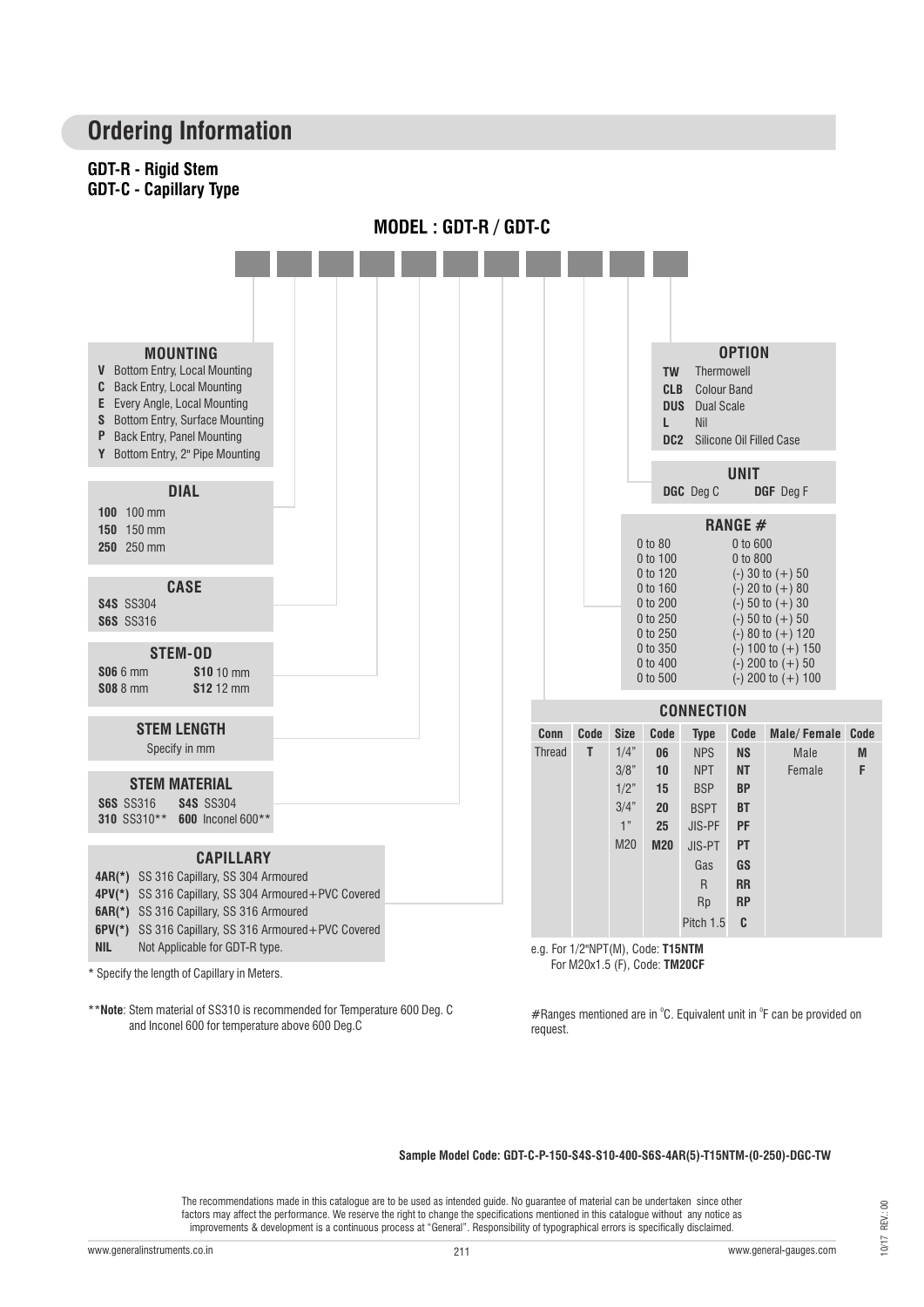# Ordering Information

**GDT-R - Rigid Stem**
**GDT-C - Capillary Type**

## MODEL : GDT-R / GDT-C

### MOUNTING

- **V** Bottom Entry, Local Mounting
- **C** Back Entry, Local Mounting
- **E** Every Angle, Local Mounting
- **S** Bottom Entry, Surface Mounting
- **P** Back Entry, Panel Mounting
- **Y** Bottom Entry, 2" Pipe Mounting

### DIAL

- **100** 100 mm
- **150** 150 mm
- **250** 250 mm

### CASE

- **S4S** SS304
- **S6S** SS316

### STEM-OD

- **S06** 6 mm
- **S08** 8 mm
- **S10** 10 mm
- **S12** 12 mm

### STEM LENGTH

Specify in mm

### STEM MATERIAL

- **S6S** SS316
- **S4S** SS304
- **310** SS310**
- **600** Inconel 600**

### CAPILLARY

- **4AR(*)** SS 316 Capillary, SS 304 Armoured
- **4PV(*)** SS 316 Capillary, SS 304 Armoured+PVC Covered
- **6AR(*)** SS 316 Capillary, SS 316 Armoured
- **6PV(*)** SS 316 Capillary, SS 316 Armoured+PVC Covered
- **NIL** Not Applicable for GDT-R type.

* Specify the length of Capillary in Meters.

**Note: Stem material of SS310 is recommended for Temperature 600 Deg. C and Inconel 600 for temperature above 600 Deg.C

### OPTION

- **TW** Thermowell
- **CLB** Colour Band
- **DUS** Dual Scale
- **L** Nil
- **DC2** Silicone Oil Filled Case

### UNIT

- **DGC** Deg C
- **DGF** Deg F

### RANGE #

| | |
|---|---|
| 0 to 80 | 0 to 600 |
| 0 to 100 | 0 to 800 |
| 0 to 120 | (-) 30 to (+) 50 |
| 0 to 160 | (-) 20 to (+) 80 |
| 0 to 200 | (-) 50 to (+) 30 |
| 0 to 250 | (-) 50 to (+) 50 |
| 0 to 250 | (-) 80 to (+) 120 |
| 0 to 350 | (-) 100 to (+) 150 |
| 0 to 400 | (-) 200 to (+) 50 |
| 0 to 500 | (-) 200 to (+) 100 |

### CONNECTION

| Conn | Code | Size | Code | Type | Code | Male/ Female | Code |
|---|---|---|---|---|---|---|---|
| Thread | T | 1/4" | 06 | NPS | NS | Male | M |
| | | 3/8" | 10 | NPT | NT | Female | F |
| | | 1/2" | 15 | BSP | BP | | |
| | | 3/4" | 20 | BSPT | BT | | |
| | | 1" | 25 | JIS-PF | PF | | |
| | | M20 | M20 | JIS-PT | PT | | |
| | | | | Gas | GS | | |
| | | | | R | RR | | |
| | | | | Rp | RP | | |
| | | | | Pitch 1.5 | C | | |

e.g. For 1/2"NPT(M), Code: **T15NTM**
For M20x1.5 (F), Code: **TM20CF**

#Ranges mentioned are in °C. Equivalent unit in °F can be provided on request.

**Sample Model Code: GDT-C-P-150-S4S-S10-400-S6S-4AR(5)-T15NTM-(0-250)-DGC-TW**

The recommendations made in this catalogue are to be used as intended guide. No guarantee of material can be undertaken since other factors may affect the performance. We reserve the right to change the specifications mentioned in this catalogue without any notice as improvements & development is a continuous process at "General". Responsibility of typographical errors is specifically disclaimed.